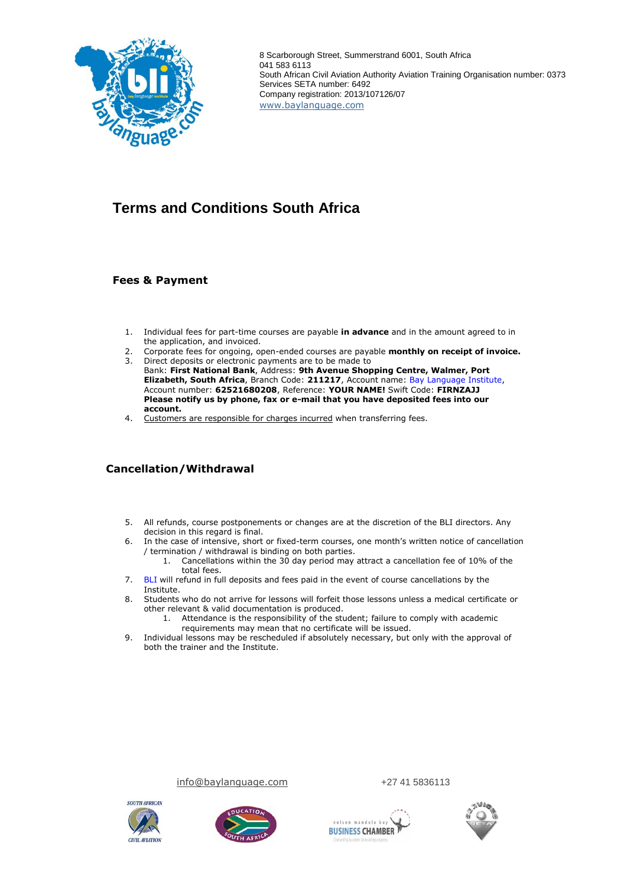8 Scarborough Street, Summerstrand 6001, South Africa
041 583 6113
South African Civil Aviation Authority Aviation Training Organisation number: 0373
Services SETA number: 6492
Company registration: 2013/107126/07
www.baylanguage.com

# Terms and Conditions South Africa

## Fees & Payment

1. Individual fees for part-time courses are payable **in advance** and in the amount agreed to in the application, and invoiced.
2. Corporate fees for ongoing, open-ended courses are payable **monthly on receipt of invoice.**
3. Direct deposits or electronic payments are to be made to
   Bank: **First National Bank**, Address: **9th Avenue Shopping Centre, Walmer, Port Elizabeth, South Africa**, Branch Code: **211217**, Account name: Bay Language Institute, Account number: **62521680208**, Reference: **YOUR NAME!** Swift Code: **FIRNZAJJ**
   **Please notify us by phone, fax or e-mail that you have deposited fees into our account.**
4. Customers are responsible for charges incurred when transferring fees.

## Cancellation/Withdrawal

5. All refunds, course postponements or changes are at the discretion of the BLI directors. Any decision in this regard is final.
6. In the case of intensive, short or fixed-term courses, one month's written notice of cancellation / termination / withdrawal is binding on both parties.
   1. Cancellations within the 30 day period may attract a cancellation fee of 10% of the total fees.
7. BLI will refund in full deposits and fees paid in the event of course cancellations by the Institute.
8. Students who do not arrive for lessons will forfeit those lessons unless a medical certificate or other relevant & valid documentation is produced.
   1. Attendance is the responsibility of the student; failure to comply with academic requirements may mean that no certificate will be issued.
9. Individual lessons may be rescheduled if absolutely necessary, but only with the approval of both the trainer and the Institute.

info@baylanguage.com +27 41 5836113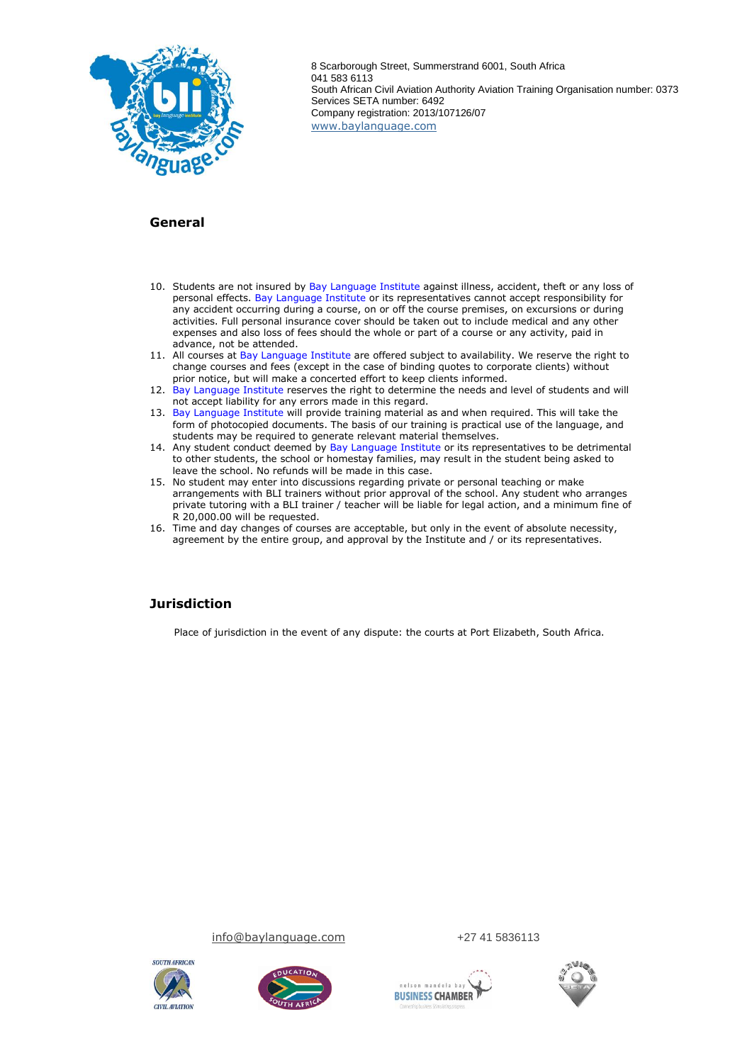8 Scarborough Street, Summerstrand 6001, South Africa
041 583 6113
South African Civil Aviation Authority Aviation Training Organisation number: 0373
Services SETA number: 6492
Company registration: 2013/107126/07
www.baylanguage.com

## General

10. Students are not insured by Bay Language Institute against illness, accident, theft or any loss of personal effects. Bay Language Institute or its representatives cannot accept responsibility for any accident occurring during a course, on or off the course premises, on excursions or during activities. Full personal insurance cover should be taken out to include medical and any other expenses and also loss of fees should the whole or part of a course or any activity, paid in advance, not be attended.
11. All courses at Bay Language Institute are offered subject to availability. We reserve the right to change courses and fees (except in the case of binding quotes to corporate clients) without prior notice, but will make a concerted effort to keep clients informed.
12. Bay Language Institute reserves the right to determine the needs and level of students and will not accept liability for any errors made in this regard.
13. Bay Language Institute will provide training material as and when required. This will take the form of photocopied documents. The basis of our training is practical use of the language, and students may be required to generate relevant material themselves.
14. Any student conduct deemed by Bay Language Institute or its representatives to be detrimental to other students, the school or homestay families, may result in the student being asked to leave the school. No refunds will be made in this case.
15. No student may enter into discussions regarding private or personal teaching or make arrangements with BLI trainers without prior approval of the school. Any student who arranges private tutoring with a BLI trainer / teacher will be liable for legal action, and a minimum fine of R 20,000.00 will be requested.
16. Time and day changes of courses are acceptable, but only in the event of absolute necessity, agreement by the entire group, and approval by the Institute and / or its representatives.

## Jurisdiction

Place of jurisdiction in the event of any dispute: the courts at Port Elizabeth, South Africa.

info@baylanguage.com +27 41 5836113